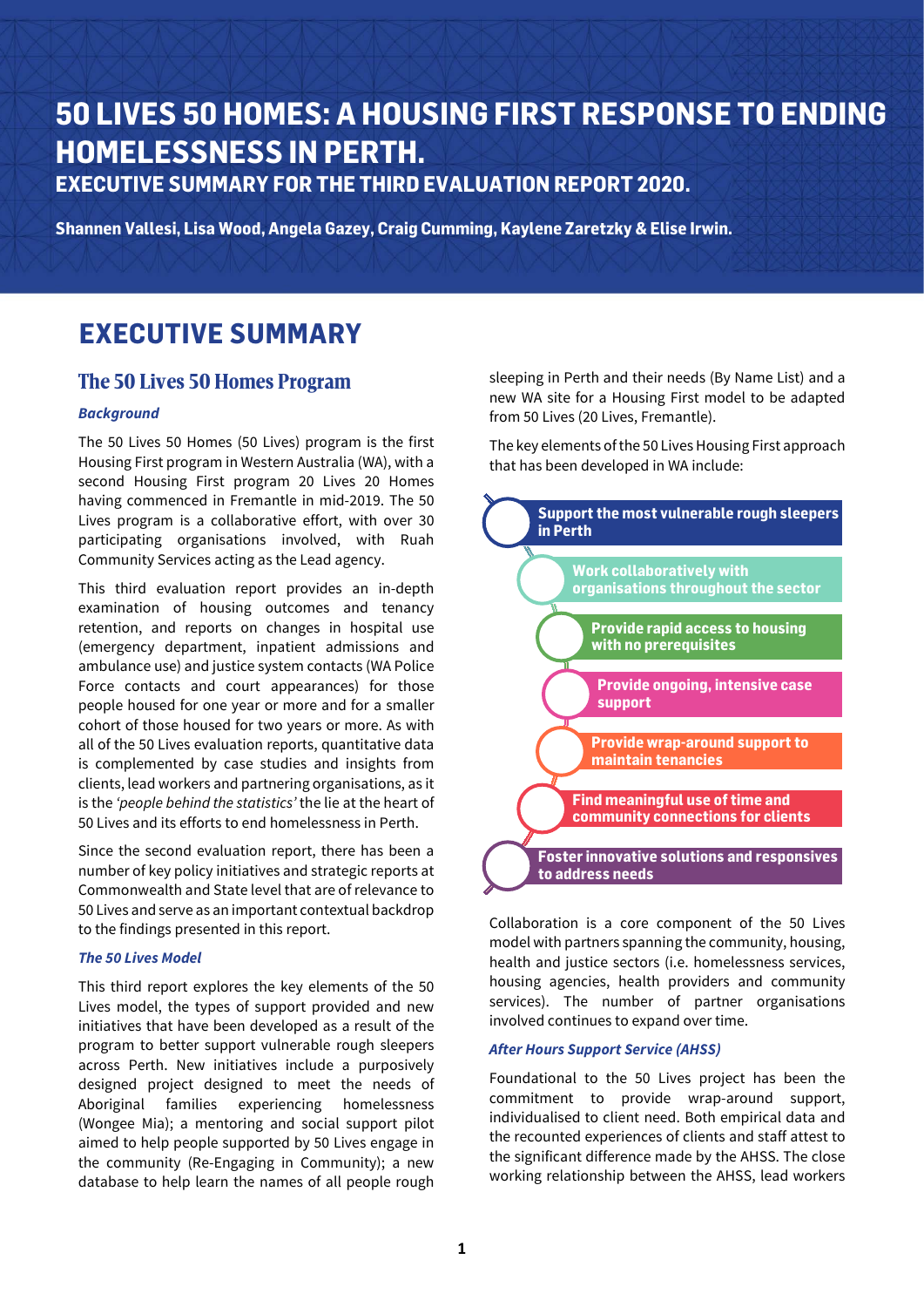# 50 LIVES 50 HOMES: A HOUSING FIRST RESPONSE TO ENDING HOMELESSNESS IN PERTH.

## EXECUTIVE SUMMARY FOR THE THIRD EVALUATION REPORT 2020.

**Shannen Vallesi, Lisa Wood, Angela Gazey, Craig Cumming, Kaylene Zaretzky & Elise Irwin.**

# EXECUTIVE SUMMARY

## The 50 Lives 50 Homes Program

### *Background*

The 50 Lives 50 Homes (50 Lives) program is the first Housing First program in Western Australia (WA), with a second Housing First program 20 Lives 20 Homes having commenced in Fremantle in mid-2019. The 50 Lives program is a collaborative effort, with over 30 participating organisations involved, with Ruah Community Services acting as the Lead agency.

This third evaluation report provides an in-depth examination of housing outcomes and tenancy retention, and reports on changes in hospital use (emergency department, inpatient admissions and ambulance use) and justice system contacts (WA Police Force contacts and court appearances) for those people housed for one year or more and for a smaller cohort of those housed for two years or more. As with all of the 50 Lives evaluation reports, quantitative data is complemented by case studies and insights from clients, lead workers and partnering organisations, as it is the *'people behind the statistics'* the lie at the heart of 50 Lives and its efforts to end homelessness in Perth.

Since the second evaluation report, there has been a number of key policy initiatives and strategic reports at Commonwealth and State level that are of relevance to 50 Lives and serve as an important contextual backdrop to the findings presented in this report.

### *The 50 Lives Model*

This third report explores the key elements of the 50 Lives model, the types of support provided and new initiatives that have been developed as a result of the program to better support vulnerable rough sleepers across Perth. New initiatives include a purposively designed project designed to meet the needs of Aboriginal families experiencing homelessness (Wongee Mia); a mentoring and social support pilot aimed to help people supported by 50 Lives engage in the community (Re-Engaging in Community); a new database to help learn the names of all people rough sleeping in Perth and their needs (By Name List) and a new WA site for a Housing First model to be adapted from 50 Lives (20 Lives, Fremantle).

The key elements of the 50 Lives Housing First approach that has been developed in WA include:

- **Support the most vulnerable rough sleepers in Perth**
- **Work collaboratively with organisations throughout the sector**
- **Provide rapid access to housing with no prerequisites**
- **Provide ongoing, intensive case support**
- **Provide wrap-around support to maintain tenancies**
- **Find meaningful use of time and community connections for clients**
- **Foster innovative solutions and responsives to address needs**

Collaboration is a core component of the 50 Lives model with partners spanning the community, housing, health and justice sectors (i.e. homelessness services, housing agencies, health providers and community services). The number of partner organisations involved continues to expand over time.

### *After Hours Support Service (AHSS)*

Foundational to the 50 Lives project has been the commitment to provide wrap-around support, individualised to client need. Both empirical data and the recounted experiences of clients and staff attest to the significant difference made by the AHSS. The close working relationship between the AHSS, lead workers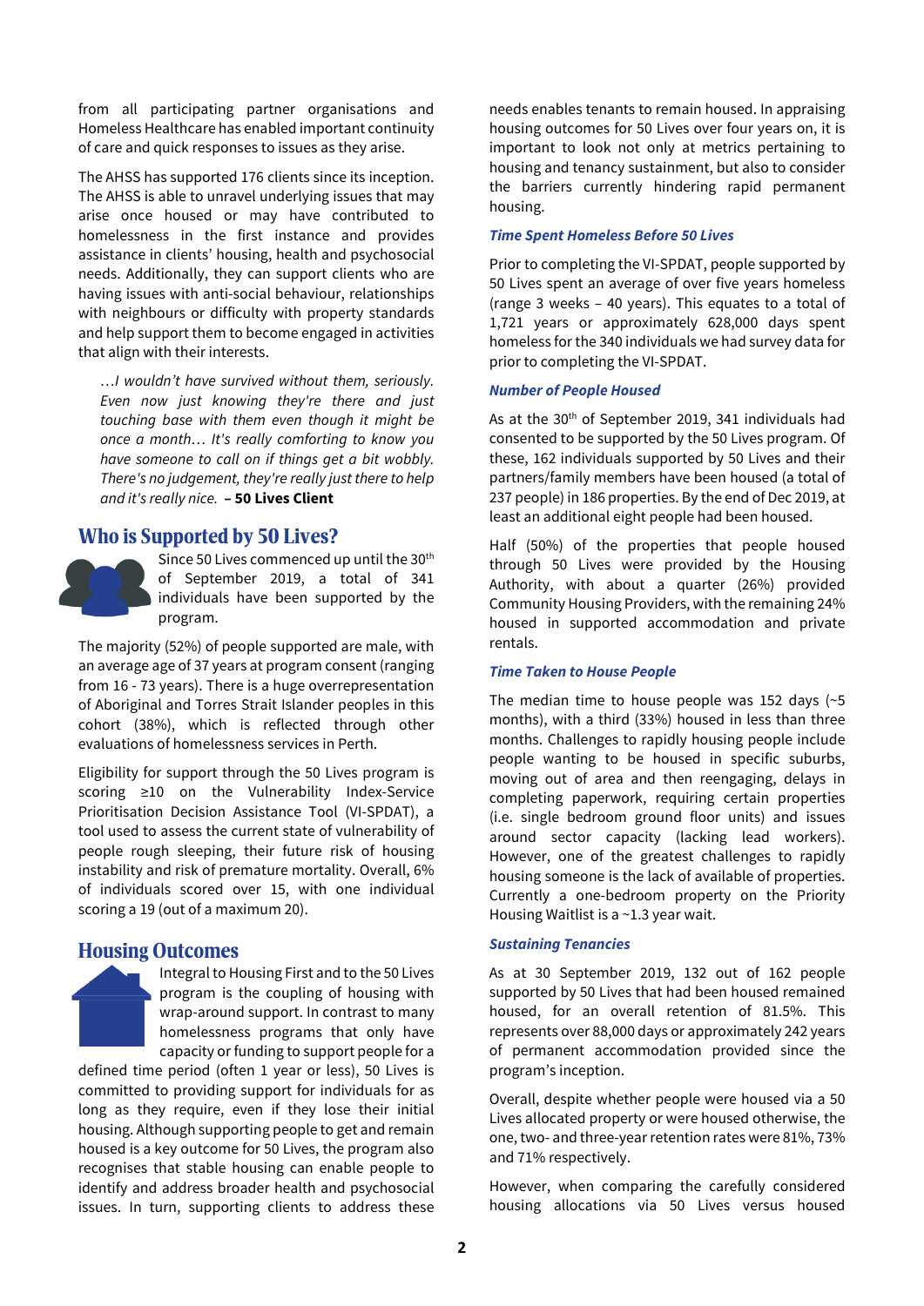from all participating partner organisations and Homeless Healthcare has enabled important continuity of care and quick responses to issues as they arise.

The AHSS has supported 176 clients since its inception. The AHSS is able to unravel underlying issues that may arise once housed or may have contributed to homelessness in the first instance and provides assistance in clients' housing, health and psychosocial needs. Additionally, they can support clients who are having issues with anti-social behaviour, relationships with neighbours or difficulty with property standards and help support them to become engaged in activities that align with their interests.

> *…I wouldn't have survived without them, seriously. Even now just knowing they're there and just touching base with them even though it might be once a month… It's really comforting to know you have someone to call on if things get a bit wobbly. There's no judgement, they're really just there to help and it's really nice.* **– 50 Lives Client**

## Who is Supported by 50 Lives?

Since 50 Lives commenced up until the 30th of September 2019, a total of 341 individuals have been supported by the program.

The majority (52%) of people supported are male, with an average age of 37 years at program consent (ranging from 16 - 73 years). There is a huge overrepresentation of Aboriginal and Torres Strait Islander peoples in this cohort (38%), which is reflected through other evaluations of homelessness services in Perth.

Eligibility for support through the 50 Lives program is scoring ≥10 on the Vulnerability Index-Service Prioritisation Decision Assistance Tool (VI-SPDAT), a tool used to assess the current state of vulnerability of people rough sleeping, their future risk of housing instability and risk of premature mortality. Overall, 6% of individuals scored over 15, with one individual scoring a 19 (out of a maximum 20).

## Housing Outcomes

Integral to Housing First and to the 50 Lives program is the coupling of housing with wrap-around support. In contrast to many homelessness programs that only have capacity or funding to support people for a defined time period (often 1 year or less), 50 Lives is committed to providing support for individuals for as long as they require, even if they lose their initial housing. Although supporting people to get and remain housed is a key outcome for 50 Lives, the program also recognises that stable housing can enable people to identify and address broader health and psychosocial issues. In turn, supporting clients to address these needs enables tenants to remain housed. In appraising housing outcomes for 50 Lives over four years on, it is important to look not only at metrics pertaining to housing and tenancy sustainment, but also to consider the barriers currently hindering rapid permanent housing.

### *Time Spent Homeless Before 50 Lives*

Prior to completing the VI-SPDAT, people supported by 50 Lives spent an average of over five years homeless (range 3 weeks – 40 years). This equates to a total of 1,721 years or approximately 628,000 days spent homeless for the 340 individuals we had survey data for prior to completing the VI-SPDAT.

### *Number of People Housed*

As at the 30th of September 2019, 341 individuals had consented to be supported by the 50 Lives program. Of these, 162 individuals supported by 50 Lives and their partners/family members have been housed (a total of 237 people) in 186 properties. By the end of Dec 2019, at least an additional eight people had been housed.

Half (50%) of the properties that people housed through 50 Lives were provided by the Housing Authority, with about a quarter (26%) provided Community Housing Providers, with the remaining 24% housed in supported accommodation and private rentals.

### *Time Taken to House People*

The median time to house people was 152 days (~5 months), with a third (33%) housed in less than three months. Challenges to rapidly housing people include people wanting to be housed in specific suburbs, moving out of area and then reengaging, delays in completing paperwork, requiring certain properties (i.e. single bedroom ground floor units) and issues around sector capacity (lacking lead workers). However, one of the greatest challenges to rapidly housing someone is the lack of available of properties. Currently a one-bedroom property on the Priority Housing Waitlist is a ~1.3 year wait.

### *Sustaining Tenancies*

As at 30 September 2019, 132 out of 162 people supported by 50 Lives that had been housed remained housed, for an overall retention of 81.5%. This represents over 88,000 days or approximately 242 years of permanent accommodation provided since the program's inception.

Overall, despite whether people were housed via a 50 Lives allocated property or were housed otherwise, the one, two- and three-year retention rates were 81%, 73% and 71% respectively.

However, when comparing the carefully considered housing allocations via 50 Lives versus housed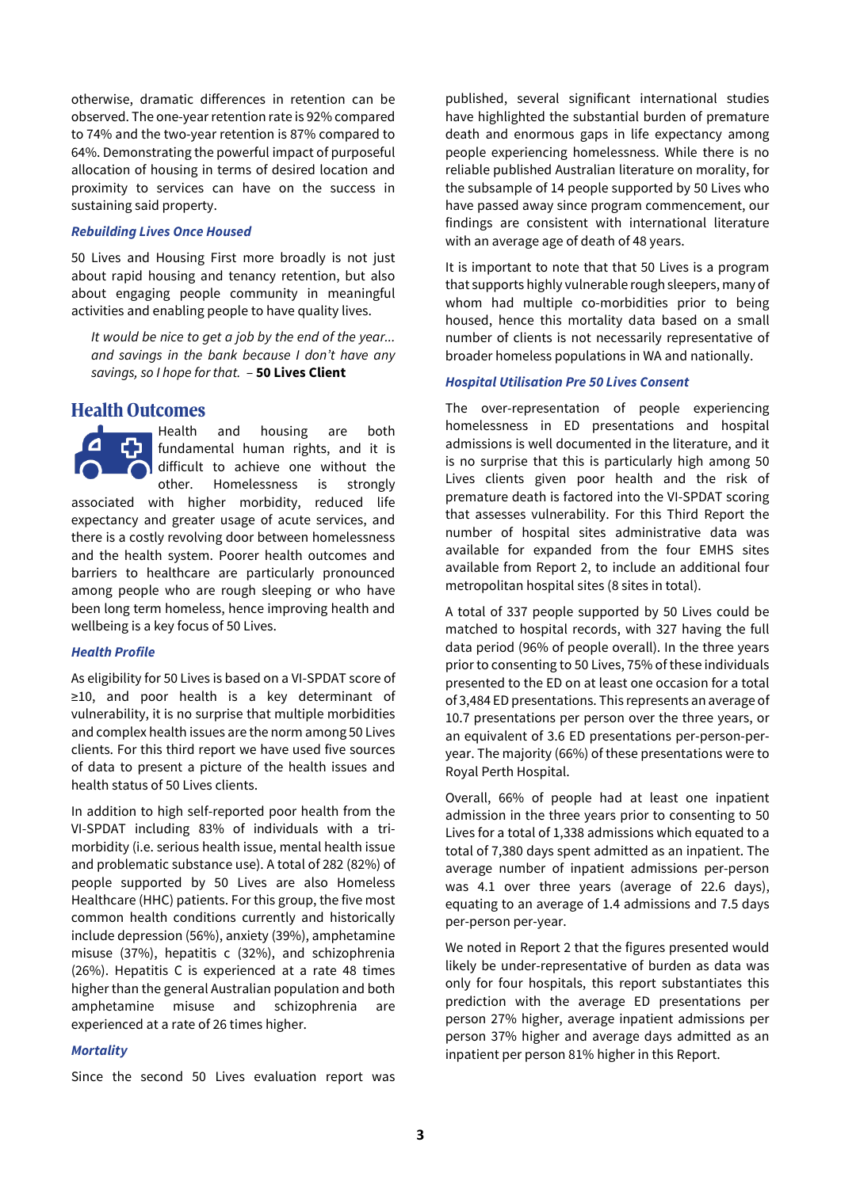otherwise, dramatic differences in retention can be observed. The one-year retention rate is 92% compared to 74% and the two-year retention is 87% compared to 64%. Demonstrating the powerful impact of purposeful allocation of housing in terms of desired location and proximity to services can have on the success in sustaining said property.

### *Rebuilding Lives Once Housed*

50 Lives and Housing First more broadly is not just about rapid housing and tenancy retention, but also about engaging people community in meaningful activities and enabling people to have quality lives.

> *It would be nice to get a job by the end of the year... and savings in the bank because I don't have any savings, so I hope for that.* – **50 Lives Client**

## Health Outcomes

Health and housing are both fundamental human rights, and it is difficult to achieve one without the other. Homelessness is strongly associated with higher morbidity, reduced life expectancy and greater usage of acute services, and there is a costly revolving door between homelessness and the health system. Poorer health outcomes and barriers to healthcare are particularly pronounced among people who are rough sleeping or who have been long term homeless, hence improving health and wellbeing is a key focus of 50 Lives.

### *Health Profile*

As eligibility for 50 Lives is based on a VI-SPDAT score of ≥10, and poor health is a key determinant of vulnerability, it is no surprise that multiple morbidities and complex health issues are the norm among 50 Lives clients. For this third report we have used five sources of data to present a picture of the health issues and health status of 50 Lives clients.

In addition to high self-reported poor health from the VI-SPDAT including 83% of individuals with a tri-morbidity (i.e. serious health issue, mental health issue and problematic substance use). A total of 282 (82%) of people supported by 50 Lives are also Homeless Healthcare (HHC) patients. For this group, the five most common health conditions currently and historically include depression (56%), anxiety (39%), amphetamine misuse (37%), hepatitis c (32%), and schizophrenia (26%). Hepatitis C is experienced at a rate 48 times higher than the general Australian population and both amphetamine misuse and schizophrenia are experienced at a rate of 26 times higher.

### *Mortality*

Since the second 50 Lives evaluation report was published, several significant international studies have highlighted the substantial burden of premature death and enormous gaps in life expectancy among people experiencing homelessness. While there is no reliable published Australian literature on morality, for the subsample of 14 people supported by 50 Lives who have passed away since program commencement, our findings are consistent with international literature with an average age of death of 48 years.

It is important to note that that 50 Lives is a program that supports highly vulnerable rough sleepers, many of whom had multiple co-morbidities prior to being housed, hence this mortality data based on a small number of clients is not necessarily representative of broader homeless populations in WA and nationally.

### *Hospital Utilisation Pre 50 Lives Consent*

The over-representation of people experiencing homelessness in ED presentations and hospital admissions is well documented in the literature, and it is no surprise that this is particularly high among 50 Lives clients given poor health and the risk of premature death is factored into the VI-SPDAT scoring that assesses vulnerability. For this Third Report the number of hospital sites administrative data was available for expanded from the four EMHS sites available from Report 2, to include an additional four metropolitan hospital sites (8 sites in total).

A total of 337 people supported by 50 Lives could be matched to hospital records, with 327 having the full data period (96% of people overall). In the three years prior to consenting to 50 Lives, 75% of these individuals presented to the ED on at least one occasion for a total of 3,484 ED presentations. This represents an average of 10.7 presentations per person over the three years, or an equivalent of 3.6 ED presentations per-person-per-year. The majority (66%) of these presentations were to Royal Perth Hospital.

Overall, 66% of people had at least one inpatient admission in the three years prior to consenting to 50 Lives for a total of 1,338 admissions which equated to a total of 7,380 days spent admitted as an inpatient. The average number of inpatient admissions per-person was 4.1 over three years (average of 22.6 days), equating to an average of 1.4 admissions and 7.5 days per-person per-year.

We noted in Report 2 that the figures presented would likely be under-representative of burden as data was only for four hospitals, this report substantiates this prediction with the average ED presentations per person 27% higher, average inpatient admissions per person 37% higher and average days admitted as an inpatient per person 81% higher in this Report.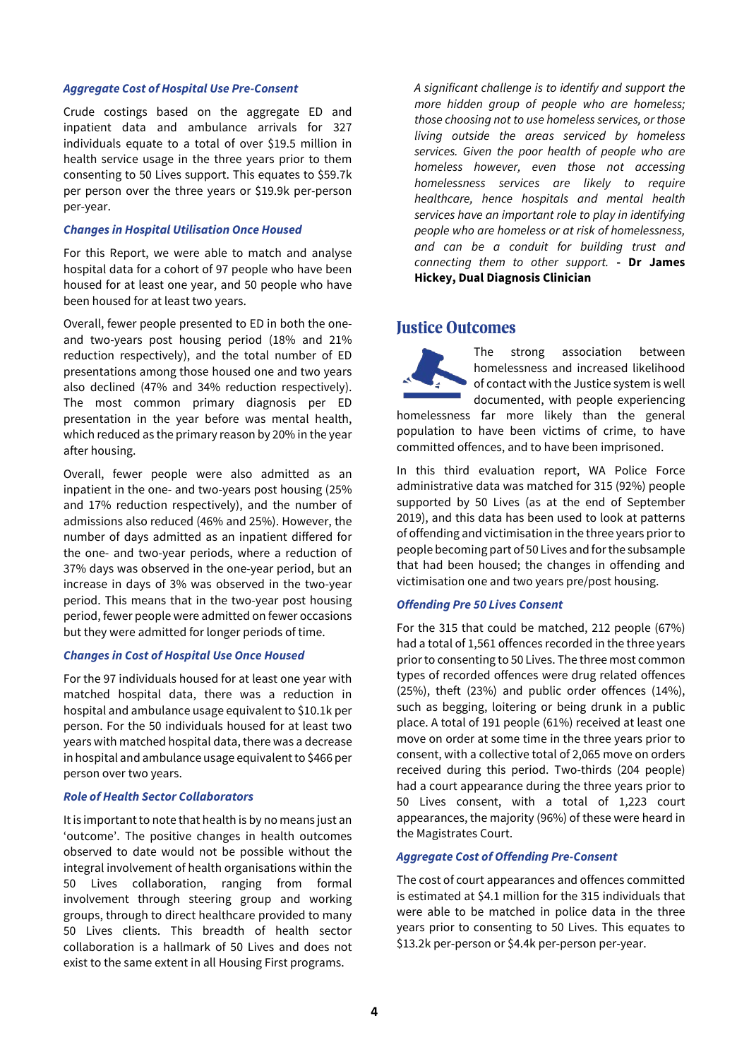### *Aggregate Cost of Hospital Use Pre-Consent*

Crude costings based on the aggregate ED and inpatient data and ambulance arrivals for 327 individuals equate to a total of over $19.5 million in health service usage in the three years prior to them consenting to 50 Lives support. This equates to $59.7k per person over the three years or $19.9k per-person per-year.

### *Changes in Hospital Utilisation Once Housed*

For this Report, we were able to match and analyse hospital data for a cohort of 97 people who have been housed for at least one year, and 50 people who have been housed for at least two years.

Overall, fewer people presented to ED in both the one- and two-years post housing period (18% and 21% reduction respectively), and the total number of ED presentations among those housed one and two years also declined (47% and 34% reduction respectively). The most common primary diagnosis per ED presentation in the year before was mental health, which reduced as the primary reason by 20% in the year after housing.

Overall, fewer people were also admitted as an inpatient in the one- and two-years post housing (25% and 17% reduction respectively), and the number of admissions also reduced (46% and 25%). However, the number of days admitted as an inpatient differed for the one- and two-year periods, where a reduction of 37% days was observed in the one-year period, but an increase in days of 3% was observed in the two-year period. This means that in the two-year post housing period, fewer people were admitted on fewer occasions but they were admitted for longer periods of time.

### *Changes in Cost of Hospital Use Once Housed*

For the 97 individuals housed for at least one year with matched hospital data, there was a reduction in hospital and ambulance usage equivalent to $10.1k per person. For the 50 individuals housed for at least two years with matched hospital data, there was a decrease in hospital and ambulance usage equivalent to $466 per person over two years.

### *Role of Health Sector Collaborators*

It is important to note that health is by no means just an 'outcome'. The positive changes in health outcomes observed to date would not be possible without the integral involvement of health organisations within the 50 Lives collaboration, ranging from formal involvement through steering group and working groups, through to direct healthcare provided to many 50 Lives clients. This breadth of health sector collaboration is a hallmark of 50 Lives and does not exist to the same extent in all Housing First programs.

*A significant challenge is to identify and support the more hidden group of people who are homeless; those choosing not to use homeless services, or those living outside the areas serviced by homeless services. Given the poor health of people who are homeless however, even those not accessing homelessness services are likely to require healthcare, hence hospitals and mental health services have an important role to play in identifying people who are homeless or at risk of homelessness, and can be a conduit for building trust and connecting them to other support.* **- Dr James Hickey, Dual Diagnosis Clinician**

## Justice Outcomes

The strong association between homelessness and increased likelihood of contact with the Justice system is well documented, with people experiencing homelessness far more likely than the general population to have been victims of crime, to have committed offences, and to have been imprisoned.

In this third evaluation report, WA Police Force administrative data was matched for 315 (92%) people supported by 50 Lives (as at the end of September 2019), and this data has been used to look at patterns of offending and victimisation in the three years prior to people becoming part of 50 Lives and for the subsample that had been housed; the changes in offending and victimisation one and two years pre/post housing.

### *Offending Pre 50 Lives Consent*

For the 315 that could be matched, 212 people (67%) had a total of 1,561 offences recorded in the three years prior to consenting to 50 Lives. The three most common types of recorded offences were drug related offences (25%), theft (23%) and public order offences (14%), such as begging, loitering or being drunk in a public place. A total of 191 people (61%) received at least one move on order at some time in the three years prior to consent, with a collective total of 2,065 move on orders received during this period. Two-thirds (204 people) had a court appearance during the three years prior to 50 Lives consent, with a total of 1,223 court appearances, the majority (96%) of these were heard in the Magistrates Court.

### *Aggregate Cost of Offending Pre-Consent*

The cost of court appearances and offences committed is estimated at $4.1 million for the 315 individuals that were able to be matched in police data in the three years prior to consenting to 50 Lives. This equates to $13.2k per-person or $4.4k per-person per-year.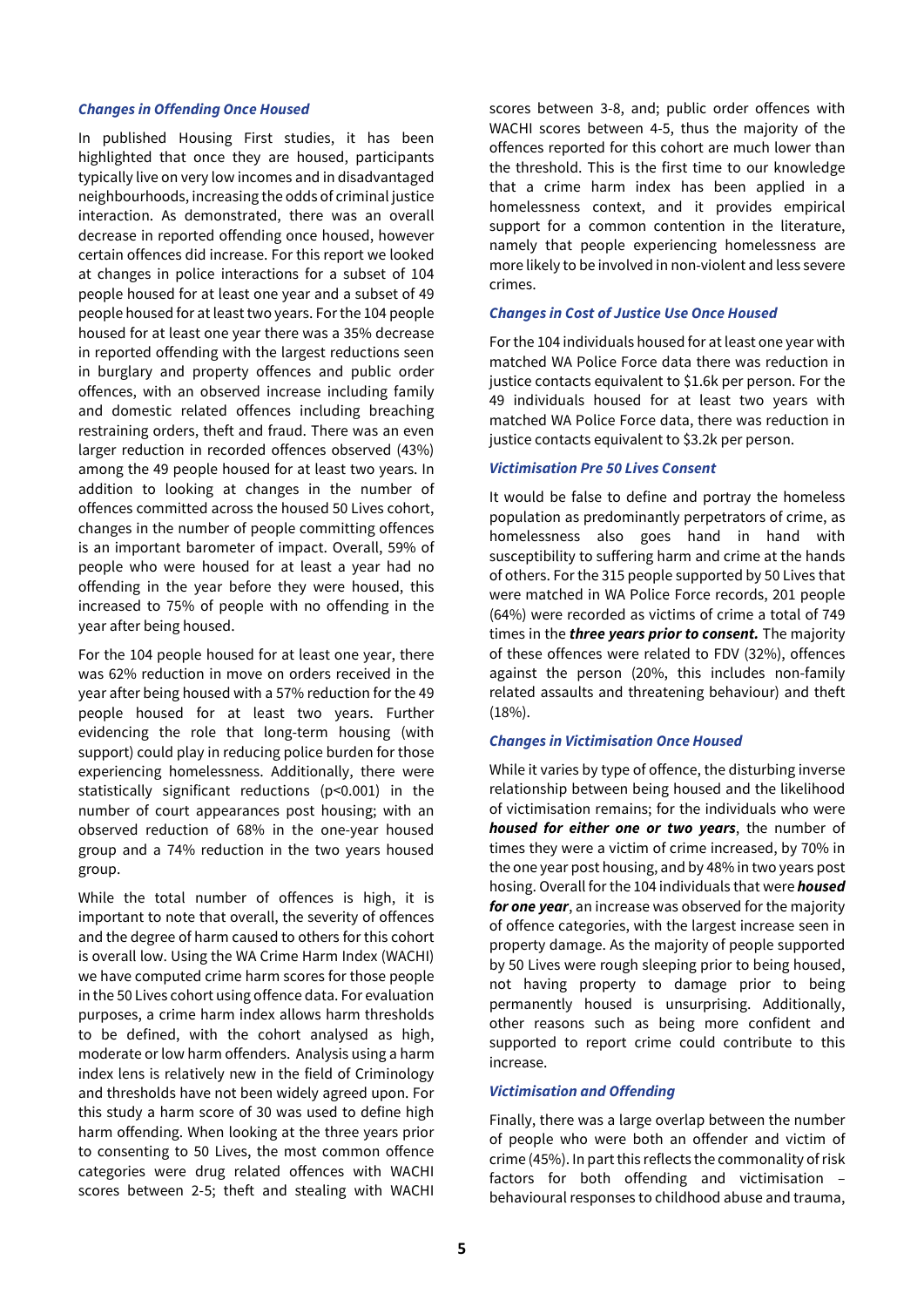### *Changes in Offending Once Housed*

In published Housing First studies, it has been highlighted that once they are housed, participants typically live on very low incomes and in disadvantaged neighbourhoods, increasing the odds of criminal justice interaction. As demonstrated, there was an overall decrease in reported offending once housed, however certain offences did increase. For this report we looked at changes in police interactions for a subset of 104 people housed for at least one year and a subset of 49 people housed for at least two years. For the 104 people housed for at least one year there was a 35% decrease in reported offending with the largest reductions seen in burglary and property offences and public order offences, with an observed increase including family and domestic related offences including breaching restraining orders, theft and fraud. There was an even larger reduction in recorded offences observed (43%) among the 49 people housed for at least two years. In addition to looking at changes in the number of offences committed across the housed 50 Lives cohort, changes in the number of people committing offences is an important barometer of impact. Overall, 59% of people who were housed for at least a year had no offending in the year before they were housed, this increased to 75% of people with no offending in the year after being housed.

For the 104 people housed for at least one year, there was 62% reduction in move on orders received in the year after being housed with a 57% reduction for the 49 people housed for at least two years. Further evidencing the role that long-term housing (with support) could play in reducing police burden for those experiencing homelessness. Additionally, there were statistically significant reductions ($p<0.001$) in the number of court appearances post housing; with an observed reduction of 68% in the one-year housed group and a 74% reduction in the two years housed group.

While the total number of offences is high, it is important to note that overall, the severity of offences and the degree of harm caused to others for this cohort is overall low. Using the WA Crime Harm Index (WACHI) we have computed crime harm scores for those people in the 50 Lives cohort using offence data. For evaluation purposes, a crime harm index allows harm thresholds to be defined, with the cohort analysed as high, moderate or low harm offenders. Analysis using a harm index lens is relatively new in the field of Criminology and thresholds have not been widely agreed upon. For this study a harm score of 30 was used to define high harm offending. When looking at the three years prior to consenting to 50 Lives, the most common offence categories were drug related offences with WACHI scores between 2-5; theft and stealing with WACHI scores between 3-8, and; public order offences with WACHI scores between 4-5, thus the majority of the offences reported for this cohort are much lower than the threshold. This is the first time to our knowledge that a crime harm index has been applied in a homelessness context, and it provides empirical support for a common contention in the literature, namely that people experiencing homelessness are more likely to be involved in non-violent and less severe crimes.

### *Changes in Cost of Justice Use Once Housed*

For the 104 individuals housed for at least one year with matched WA Police Force data there was reduction in justice contacts equivalent to $1.6k per person. For the 49 individuals housed for at least two years with matched WA Police Force data, there was reduction in justice contacts equivalent to $3.2k per person.

### *Victimisation Pre 50 Lives Consent*

It would be false to define and portray the homeless population as predominantly perpetrators of crime, as homelessness also goes hand in hand with susceptibility to suffering harm and crime at the hands of others. For the 315 people supported by 50 Lives that were matched in WA Police Force records, 201 people (64%) were recorded as victims of crime a total of 749 times in the ***three years prior to consent.*** The majority of these offences were related to FDV (32%), offences against the person (20%, this includes non-family related assaults and threatening behaviour) and theft (18%).

### *Changes in Victimisation Once Housed*

While it varies by type of offence, the disturbing inverse relationship between being housed and the likelihood of victimisation remains; for the individuals who were ***housed for either one or two years***, the number of times they were a victim of crime increased, by 70% in the one year post housing, and by 48% in two years post hosing. Overall for the 104 individuals that were ***housed for one year***, an increase was observed for the majority of offence categories, with the largest increase seen in property damage. As the majority of people supported by 50 Lives were rough sleeping prior to being housed, not having property to damage prior to being permanently housed is unsurprising. Additionally, other reasons such as being more confident and supported to report crime could contribute to this increase.

### *Victimisation and Offending*

Finally, there was a large overlap between the number of people who were both an offender and victim of crime (45%). In part this reflects the commonality of risk factors for both offending and victimisation – behavioural responses to childhood abuse and trauma,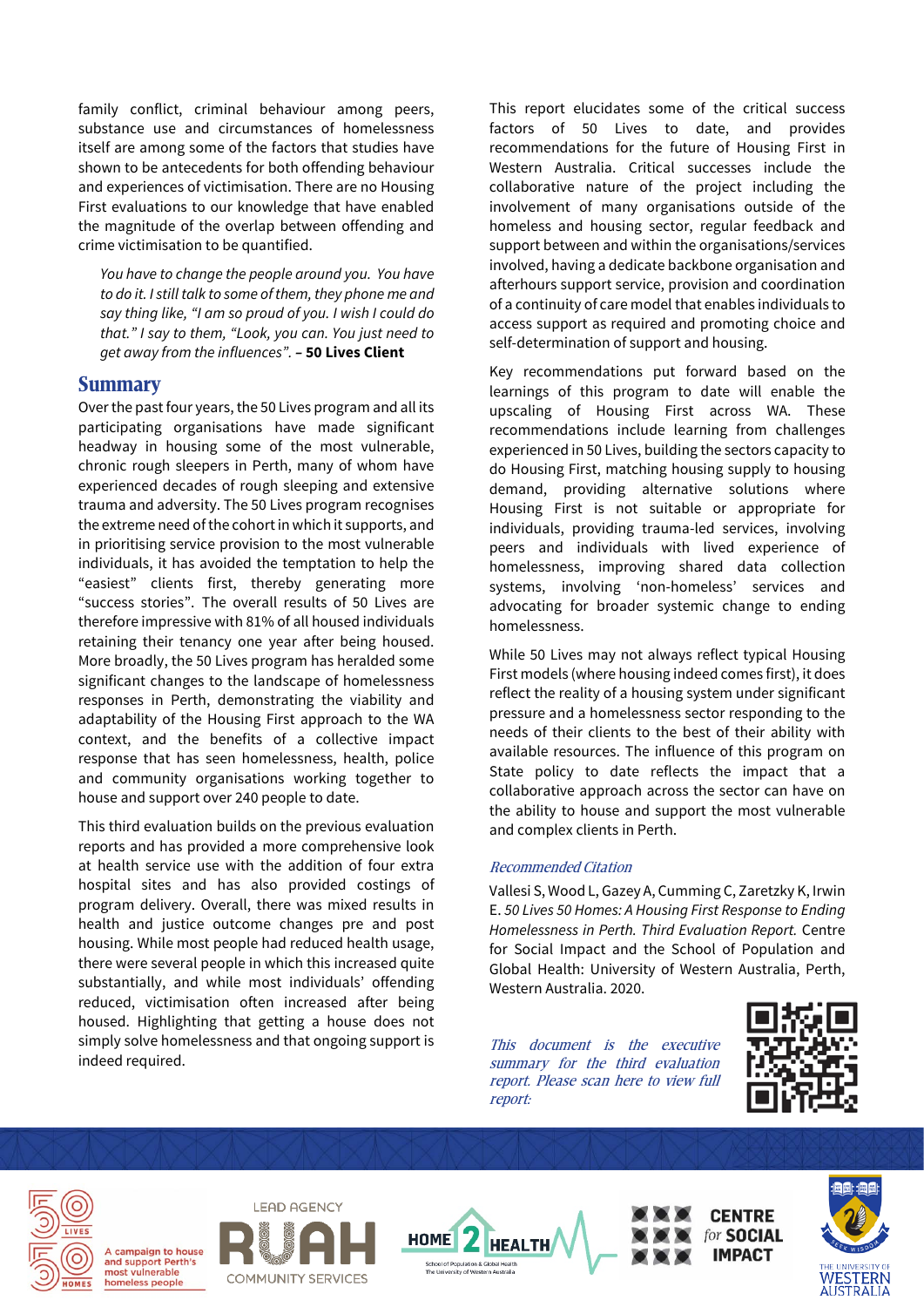family conflict, criminal behaviour among peers, substance use and circumstances of homelessness itself are among some of the factors that studies have shown to be antecedents for both offending behaviour and experiences of victimisation. There are no Housing First evaluations to our knowledge that have enabled the magnitude of the overlap between offending and crime victimisation to be quantified.

> *You have to change the people around you. You have to do it. I still talk to some of them, they phone me and say thing like, "I am so proud of you. I wish I could do that." I say to them, "Look, you can. You just need to get away from the influences".* – **50 Lives Client**

## Summary

Over the past four years, the 50 Lives program and all its participating organisations have made significant headway in housing some of the most vulnerable, chronic rough sleepers in Perth, many of whom have experienced decades of rough sleeping and extensive trauma and adversity. The 50 Lives program recognises the extreme need of the cohort in which it supports, and in prioritising service provision to the most vulnerable individuals, it has avoided the temptation to help the "easiest" clients first, thereby generating more "success stories". The overall results of 50 Lives are therefore impressive with 81% of all housed individuals retaining their tenancy one year after being housed. More broadly, the 50 Lives program has heralded some significant changes to the landscape of homelessness responses in Perth, demonstrating the viability and adaptability of the Housing First approach to the WA context, and the benefits of a collective impact response that has seen homelessness, health, police and community organisations working together to house and support over 240 people to date.

This third evaluation builds on the previous evaluation reports and has provided a more comprehensive look at health service use with the addition of four extra hospital sites and has also provided costings of program delivery. Overall, there was mixed results in health and justice outcome changes pre and post housing. While most people had reduced health usage, there were several people in which this increased quite substantially, and while most individuals' offending reduced, victimisation often increased after being housed. Highlighting that getting a house does not simply solve homelessness and that ongoing support is indeed required.

This report elucidates some of the critical success factors of 50 Lives to date, and provides recommendations for the future of Housing First in Western Australia. Critical successes include the collaborative nature of the project including the involvement of many organisations outside of the homeless and housing sector, regular feedback and support between and within the organisations/services involved, having a dedicate backbone organisation and afterhours support service, provision and coordination of a continuity of care model that enables individuals to access support as required and promoting choice and self-determination of support and housing.

Key recommendations put forward based on the learnings of this program to date will enable the upscaling of Housing First across WA. These recommendations include learning from challenges experienced in 50 Lives, building the sectors capacity to do Housing First, matching housing supply to housing demand, providing alternative solutions where Housing First is not suitable or appropriate for individuals, providing trauma-led services, involving peers and individuals with lived experience of homelessness, improving shared data collection systems, involving 'non-homeless' services and advocating for broader systemic change to ending homelessness.

While 50 Lives may not always reflect typical Housing First models (where housing indeed comes first), it does reflect the reality of a housing system under significant pressure and a homelessness sector responding to the needs of their clients to the best of their ability with available resources. The influence of this program on State policy to date reflects the impact that a collaborative approach across the sector can have on the ability to house and support the most vulnerable and complex clients in Perth.

*Recommended Citation*

Vallesi S, Wood L, Gazey A, Cumming C, Zaretzky K, Irwin E. *50 Lives 50 Homes: A Housing First Response to Ending Homelessness in Perth. Third Evaluation Report.* Centre for Social Impact and the School of Population and Global Health: University of Western Australia, Perth, Western Australia. 2020.

*This document is the executive summary for the third evaluation report. Please scan here to view full report:*

50 LIVES 50 HOMES A campaign to house and support Perth's most vulnerable homeless people

LEAD AGENCY RUAH COMMUNITY SERVICES

HOME 2 HEALTH School of Population & Global Health The University of Western Australia

CENTRE for SOCIAL IMPACT

THE UNIVERSITY OF WESTERN AUSTRALIA